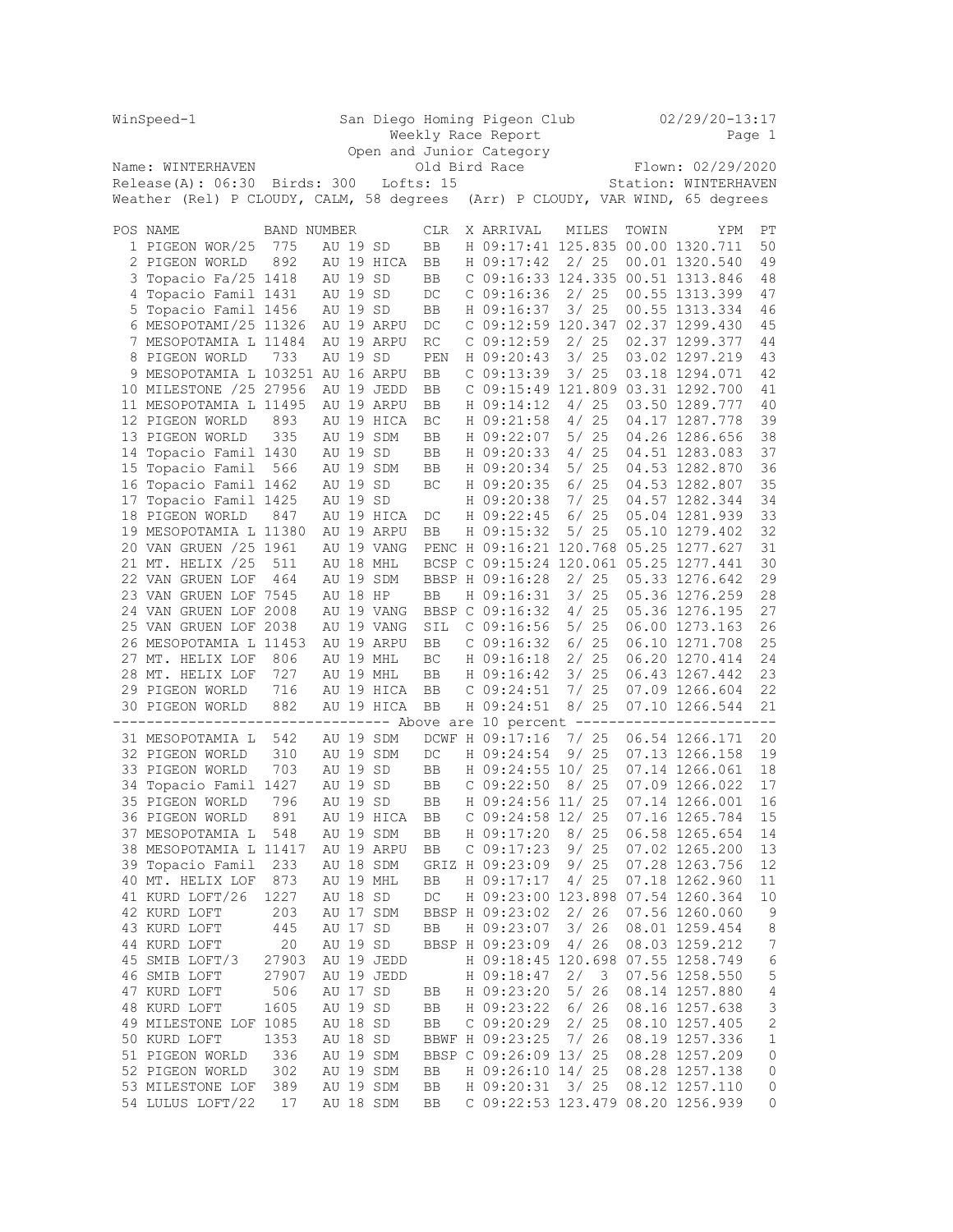WinSpeed-1 San Diego Homing Pigeon Club 02/29/20-13:17

Weekly Race Report

Open and Junior Category

Name: WINTERHAVEN Old Bird Race Flown: 02/29/2020

Release(A): 06:30 Birds: 300 Lofts: 15 Station: WINTERHAVEN

Weather (Rel) P CLOUDY, CALM, 58 degrees (Arr) P CLOUDY, VAR WIND, 65 degrees

| POS | NAME | BAND NUMBER | CLR | X | ARRIVAL | MILES | TOWIN | YPM | PT |
|---|---|---|---|---|---|---|---|---|---|
| 1 | PIGEON WOR/25 | 775 AU 19 SD | BB | H | 09:17:41 | 125.835 | 00.00 | 1320.711 | 50 |
| 2 | PIGEON WORLD | 892 AU 19 HICA | BB | H | 09:17:42 | 2/ 25 | 00.01 | 1320.540 | 49 |
| 3 | Topacio Fa/25 | 1418 AU 19 SD | BB | C | 09:16:33 | 124.335 | 00.51 | 1313.846 | 48 |
| 4 | Topacio Famil | 1431 AU 19 SD | DC | C | 09:16:36 | 2/ 25 | 00.55 | 1313.399 | 47 |
| 5 | Topacio Famil | 1456 AU 19 SD | BB | H | 09:16:37 | 3/ 25 | 00.55 | 1313.334 | 46 |
| 6 | MESOPOTAMI/25 | 11326 AU 19 ARPU | DC | C | 09:12:59 | 120.347 | 02.37 | 1299.430 | 45 |
| 7 | MESOPOTAMIA L | 11484 AU 19 ARPU | RC | C | 09:12:59 | 2/ 25 | 02.37 | 1299.377 | 44 |
| 8 | PIGEON WORLD | 733 AU 19 SD | PEN | H | 09:20:43 | 3/ 25 | 03.02 | 1297.219 | 43 |
| 9 | MESOPOTAMIA L | 103251 AU 16 ARPU | BB | C | 09:13:39 | 3/ 25 | 03.18 | 1294.071 | 42 |
| 10 | MILESTONE /25 | 27956 AU 19 JEDD | BB | C | 09:15:49 | 121.809 | 03.31 | 1292.700 | 41 |
| 11 | MESOPOTAMIA L | 11495 AU 19 ARPU | BB | H | 09:14:12 | 4/ 25 | 03.50 | 1289.777 | 40 |
| 12 | PIGEON WORLD | 893 AU 19 HICA | BC | H | 09:21:58 | 4/ 25 | 04.17 | 1287.778 | 39 |
| 13 | PIGEON WORLD | 335 AU 19 SDM | BB | H | 09:22:07 | 5/ 25 | 04.26 | 1286.656 | 38 |
| 14 | Topacio Famil | 1430 AU 19 SD | BB | H | 09:20:33 | 4/ 25 | 04.51 | 1283.083 | 37 |
| 15 | Topacio Famil | 566 AU 19 SDM | BB | H | 09:20:34 | 5/ 25 | 04.53 | 1282.870 | 36 |
| 16 | Topacio Famil | 1462 AU 19 SD | BC | H | 09:20:35 | 6/ 25 | 04.53 | 1282.807 | 35 |
| 17 | Topacio Famil | 1425 AU 19 SD | | H | 09:20:38 | 7/ 25 | 04.57 | 1282.344 | 34 |
| 18 | PIGEON WORLD | 847 AU 19 HICA | DC | H | 09:22:45 | 6/ 25 | 05.04 | 1281.939 | 33 |
| 19 | MESOPOTAMIA L | 11380 AU 19 ARPU | BB | H | 09:15:32 | 5/ 25 | 05.10 | 1279.402 | 32 |
| 20 | VAN GRUEN /25 | 1961 AU 19 VANG | PENC | H | 09:16:21 | 120.768 | 05.25 | 1277.627 | 31 |
| 21 | MT. HELIX /25 | 511 AU 18 MHL | BCSP | C | 09:15:24 | 120.061 | 05.25 | 1277.441 | 30 |
| 22 | VAN GRUEN LOF | 464 AU 19 SDM | BBSP | H | 09:16:28 | 2/ 25 | 05.33 | 1276.642 | 29 |
| 23 | VAN GRUEN LOF | 7545 AU 18 HP | BB | H | 09:16:31 | 3/ 25 | 05.36 | 1276.259 | 28 |
| 24 | VAN GRUEN LOF | 2008 AU 19 VANG | BBSP | C | 09:16:32 | 4/ 25 | 05.36 | 1276.195 | 27 |
| 25 | VAN GRUEN LOF | 2038 AU 19 VANG | SIL | C | 09:16:56 | 5/ 25 | 06.00 | 1273.163 | 26 |
| 26 | MESOPOTAMIA L | 11453 AU 19 ARPU | BB | C | 09:16:32 | 6/ 25 | 06.10 | 1271.708 | 25 |
| 27 | MT. HELIX LOF | 806 AU 19 MHL | BC | H | 09:16:18 | 2/ 25 | 06.20 | 1270.414 | 24 |
| 28 | MT. HELIX LOF | 727 AU 19 MHL | BB | H | 09:16:42 | 3/ 25 | 06.43 | 1267.442 | 23 |
| 29 | PIGEON WORLD | 716 AU 19 HICA | BB | C | 09:24:51 | 7/ 25 | 07.09 | 1266.604 | 22 |
| 30 | PIGEON WORLD | 882 AU 19 HICA | BB | H | 09:24:51 | 8/ 25 | 07.10 | 1266.544 | 21 |
| | ---------- Above are 10 percent ---------- | | | | | | | | |
| 31 | MESOPOTAMIA L | 542 AU 19 SDM | DCWF | H | 09:17:16 | 7/ 25 | 06.54 | 1266.171 | 20 |
| 32 | PIGEON WORLD | 310 AU 19 SDM | DC | H | 09:24:54 | 9/ 25 | 07.13 | 1266.158 | 19 |
| 33 | PIGEON WORLD | 703 AU 19 SD | BB | H | 09:24:55 | 10/ 25 | 07.14 | 1266.061 | 18 |
| 34 | Topacio Famil | 1427 AU 19 SD | BB | C | 09:22:50 | 8/ 25 | 07.09 | 1266.022 | 17 |
| 35 | PIGEON WORLD | 796 AU 19 SD | BB | H | 09:24:56 | 11/ 25 | 07.14 | 1266.001 | 16 |
| 36 | PIGEON WORLD | 891 AU 19 HICA | BB | C | 09:24:58 | 12/ 25 | 07.16 | 1265.784 | 15 |
| 37 | MESOPOTAMIA L | 548 AU 19 SDM | BB | H | 09:17:20 | 8/ 25 | 06.58 | 1265.654 | 14 |
| 38 | MESOPOTAMIA L | 11417 AU 19 ARPU | BB | C | 09:17:23 | 9/ 25 | 07.02 | 1265.200 | 13 |
| 39 | Topacio Famil | 233 AU 18 SDM | GRIZ | H | 09:23:09 | 9/ 25 | 07.28 | 1263.756 | 12 |
| 40 | MT. HELIX LOF | 873 AU 19 MHL | BB | H | 09:17:17 | 4/ 25 | 07.18 | 1262.960 | 11 |
| 41 | KURD LOFT/26 | 1227 AU 18 SD | DC | H | 09:23:00 | 123.898 | 07.54 | 1260.364 | 10 |
| 42 | KURD LOFT | 203 AU 17 SDM | BBSP | H | 09:23:02 | 2/ 26 | 07.56 | 1260.060 | 9 |
| 43 | KURD LOFT | 445 AU 17 SD | BB | H | 09:23:07 | 3/ 26 | 08.01 | 1259.454 | 8 |
| 44 | KURD LOFT | 20 AU 19 SD | BBSP | H | 09:23:09 | 4/ 26 | 08.03 | 1259.212 | 7 |
| 45 | SMIB LOFT/3 | 27903 AU 19 JEDD | | H | 09:18:45 | 120.698 | 07.55 | 1258.749 | 6 |
| 46 | SMIB LOFT | 27907 AU 19 JEDD | | H | 09:18:47 | 2/ 3 | 07.56 | 1258.550 | 5 |
| 47 | KURD LOFT | 506 AU 17 SD | BB | H | 09:23:20 | 5/ 26 | 08.14 | 1257.880 | 4 |
| 48 | KURD LOFT | 1605 AU 19 SD | BB | H | 09:23:22 | 6/ 26 | 08.16 | 1257.638 | 3 |
| 49 | MILESTONE LOF | 1085 AU 18 SD | BB | C | 09:20:29 | 2/ 25 | 08.10 | 1257.405 | 2 |
| 50 | KURD LOFT | 1353 AU 18 SD | BBWF | H | 09:23:25 | 7/ 26 | 08.19 | 1257.336 | 1 |
| 51 | PIGEON WORLD | 336 AU 19 SDM | BBSP | C | 09:26:09 | 13/ 25 | 08.28 | 1257.209 | 0 |
| 52 | PIGEON WORLD | 302 AU 19 SDM | BB | H | 09:26:10 | 14/ 25 | 08.28 | 1257.138 | 0 |
| 53 | MILESTONE LOF | 389 AU 19 SDM | BB | H | 09:20:31 | 3/ 25 | 08.12 | 1257.110 | 0 |
| 54 | LULUS LOFT/22 | 17 AU 18 SDM | BB | C | 09:22:53 | 123.479 | 08.20 | 1256.939 | 0 |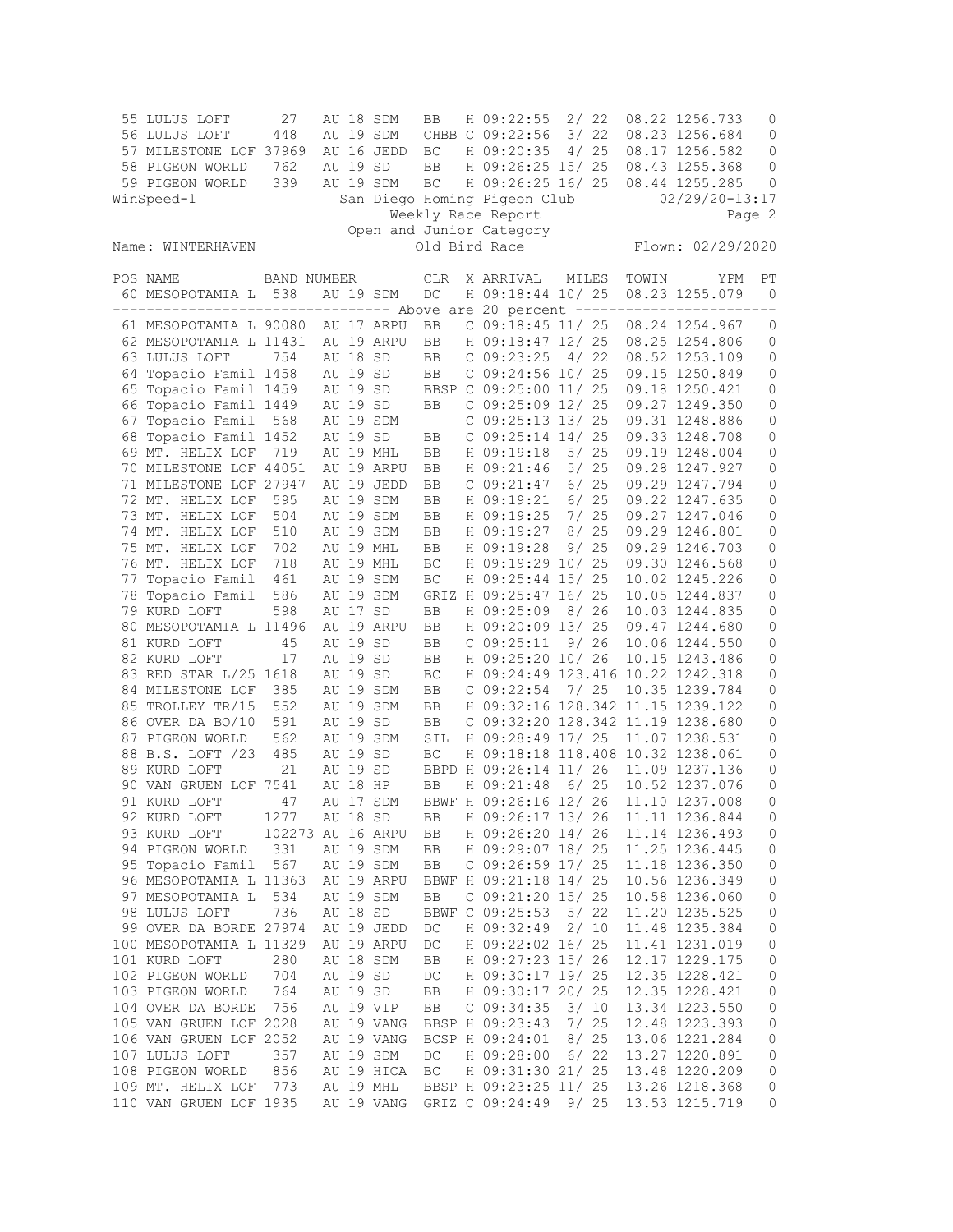| POS | NAME | BAND NUMBER | | | CLR | X | ARRIVAL | MILES | TOWIN | YPM | PT |
|---|---|---|---|---|---|---|---|---|---|---|---|
| 55 | LULUS LOFT | 27 | AU 18 | SDM | BB | H | 09:22:55 | 2/ 22 | 08.22 | 1256.733 | 0 |
| 56 | LULUS LOFT | 448 | AU 19 | SDM | CHBB | C | 09:22:56 | 3/ 22 | 08.23 | 1256.684 | 0 |
| 57 | MILESTONE LOF | 37969 | AU 16 | JEDD | BC | H | 09:20:35 | 4/ 25 | 08.17 | 1256.582 | 0 |
| 58 | PIGEON WORLD | 762 | AU 19 | SD | BB | H | 09:26:25 | 15/ 25 | 08.43 | 1255.368 | 0 |
| 59 | PIGEON WORLD | 339 | AU 19 | SDM | BC | H | 09:26:25 | 16/ 25 | 08.44 | 1255.285 | 0 |

WinSpeed-1 San Diego Homing Pigeon Club 02/29/20-13:17

Weekly Race Report

Open and Junior Category

Name: WINTERHAVEN Old Bird Race Flown: 02/29/2020

| POS | NAME | BAND NUMBER | | | CLR | X | ARRIVAL | MILES | TOWIN | YPM | PT |
|---|---|---|---|---|---|---|---|---|---|---|---|
| 60 | MESOPOTAMIA L | 538 | AU 19 | SDM | DC | H | 09:18:44 | 10/ 25 | 08.23 | 1255.079 | 0 |
| | ------ Above are 20 percent ------ | | | | | | | | | | |
| 61 | MESOPOTAMIA L | 90080 | AU 17 | ARPU | BB | C | 09:18:45 | 11/ 25 | 08.24 | 1254.967 | 0 |
| 62 | MESOPOTAMIA L | 11431 | AU 19 | ARPU | BB | H | 09:18:47 | 12/ 25 | 08.25 | 1254.806 | 0 |
| 63 | LULUS LOFT | 754 | AU 18 | SD | BB | C | 09:23:25 | 4/ 22 | 08.52 | 1253.109 | 0 |
| 64 | Topacio Famil | 1458 | AU 19 | SD | BB | C | 09:24:56 | 10/ 25 | 09.15 | 1250.849 | 0 |
| 65 | Topacio Famil | 1459 | AU 19 | SD | BBSP | C | 09:25:00 | 11/ 25 | 09.18 | 1250.421 | 0 |
| 66 | Topacio Famil | 1449 | AU 19 | SD | BB | C | 09:25:09 | 12/ 25 | 09.27 | 1249.350 | 0 |
| 67 | Topacio Famil | 568 | AU 19 | SDM | | C | 09:25:13 | 13/ 25 | 09.31 | 1248.886 | 0 |
| 68 | Topacio Famil | 1452 | AU 19 | SD | BB | C | 09:25:14 | 14/ 25 | 09.33 | 1248.708 | 0 |
| 69 | MT. HELIX LOF | 719 | AU 19 | MHL | BB | H | 09:19:18 | 5/ 25 | 09.19 | 1248.004 | 0 |
| 70 | MILESTONE LOF | 44051 | AU 19 | ARPU | BB | H | 09:21:46 | 5/ 25 | 09.28 | 1247.927 | 0 |
| 71 | MILESTONE LOF | 27947 | AU 19 | JEDD | BB | C | 09:21:47 | 6/ 25 | 09.29 | 1247.794 | 0 |
| 72 | MT. HELIX LOF | 595 | AU 19 | SDM | BB | H | 09:19:21 | 6/ 25 | 09.22 | 1247.635 | 0 |
| 73 | MT. HELIX LOF | 504 | AU 19 | SDM | BB | H | 09:19:25 | 7/ 25 | 09.27 | 1247.046 | 0 |
| 74 | MT. HELIX LOF | 510 | AU 19 | SDM | BB | H | 09:19:27 | 8/ 25 | 09.29 | 1246.801 | 0 |
| 75 | MT. HELIX LOF | 702 | AU 19 | MHL | BB | H | 09:19:28 | 9/ 25 | 09.29 | 1246.703 | 0 |
| 76 | MT. HELIX LOF | 718 | AU 19 | MHL | BC | H | 09:19:29 | 10/ 25 | 09.30 | 1246.568 | 0 |
| 77 | Topacio Famil | 461 | AU 19 | SDM | BC | H | 09:25:44 | 15/ 25 | 10.02 | 1245.226 | 0 |
| 78 | Topacio Famil | 586 | AU 19 | SDM | GRIZ | H | 09:25:47 | 16/ 25 | 10.05 | 1244.837 | 0 |
| 79 | KURD LOFT | 598 | AU 17 | SD | BB | H | 09:25:09 | 8/ 26 | 10.03 | 1244.835 | 0 |
| 80 | MESOPOTAMIA L | 11496 | AU 19 | ARPU | BB | H | 09:20:09 | 13/ 25 | 09.47 | 1244.680 | 0 |
| 81 | KURD LOFT | 45 | AU 19 | SD | BB | C | 09:25:11 | 9/ 26 | 10.06 | 1244.550 | 0 |
| 82 | KURD LOFT | 17 | AU 19 | SD | BB | H | 09:25:20 | 10/ 26 | 10.15 | 1243.486 | 0 |
| 83 | RED STAR L/25 | 1618 | AU 19 | SD | BC | H | 09:24:49 | 123.416 | 10.22 | 1242.318 | 0 |
| 84 | MILESTONE LOF | 385 | AU 19 | SDM | BB | C | 09:22:54 | 7/ 25 | 10.35 | 1239.784 | 0 |
| 85 | TROLLEY TR/15 | 552 | AU 19 | SDM | BB | H | 09:32:16 | 128.342 | 11.15 | 1239.122 | 0 |
| 86 | OVER DA BO/10 | 591 | AU 19 | SD | BB | C | 09:32:20 | 128.342 | 11.19 | 1238.680 | 0 |
| 87 | PIGEON WORLD | 562 | AU 19 | SDM | SIL | H | 09:28:49 | 17/ 25 | 11.07 | 1238.531 | 0 |
| 88 | B.S. LOFT /23 | 485 | AU 19 | SD | BC | H | 09:18:18 | 118.408 | 10.32 | 1238.061 | 0 |
| 89 | KURD LOFT | 21 | AU 19 | SD | BBPD | H | 09:26:14 | 11/ 26 | 11.09 | 1237.136 | 0 |
| 90 | VAN GRUEN LOF | 7541 | AU 18 | HP | BB | H | 09:21:48 | 6/ 25 | 10.52 | 1237.076 | 0 |
| 91 | KURD LOFT | 47 | AU 17 | SDM | BBWF | H | 09:26:16 | 12/ 26 | 11.10 | 1237.008 | 0 |
| 92 | KURD LOFT | 1277 | AU 18 | SD | BB | H | 09:26:17 | 13/ 26 | 11.11 | 1236.844 | 0 |
| 93 | KURD LOFT | 102273 | AU 16 | ARPU | BB | H | 09:26:20 | 14/ 26 | 11.14 | 1236.493 | 0 |
| 94 | PIGEON WORLD | 331 | AU 19 | SDM | BB | H | 09:29:07 | 18/ 25 | 11.25 | 1236.445 | 0 |
| 95 | Topacio Famil | 567 | AU 19 | SDM | BB | C | 09:26:59 | 17/ 25 | 11.18 | 1236.350 | 0 |
| 96 | MESOPOTAMIA L | 11363 | AU 19 | ARPU | BBWF | H | 09:21:18 | 14/ 25 | 10.56 | 1236.349 | 0 |
| 97 | MESOPOTAMIA L | 534 | AU 19 | SDM | BB | C | 09:21:20 | 15/ 25 | 10.58 | 1236.060 | 0 |
| 98 | LULUS LOFT | 736 | AU 18 | SD | BBWF | C | 09:25:53 | 5/ 22 | 11.20 | 1235.525 | 0 |
| 99 | OVER DA BORDE | 27974 | AU 19 | JEDD | DC | H | 09:32:49 | 2/ 10 | 11.48 | 1235.384 | 0 |
| 100 | MESOPOTAMIA L | 11329 | AU 19 | ARPU | DC | H | 09:22:02 | 16/ 25 | 11.41 | 1231.019 | 0 |
| 101 | KURD LOFT | 280 | AU 18 | SDM | BB | H | 09:27:23 | 15/ 26 | 12.17 | 1229.175 | 0 |
| 102 | PIGEON WORLD | 704 | AU 19 | SD | DC | H | 09:30:17 | 19/ 25 | 12.35 | 1228.421 | 0 |
| 103 | PIGEON WORLD | 764 | AU 19 | SD | BB | H | 09:30:17 | 20/ 25 | 12.35 | 1228.421 | 0 |
| 104 | OVER DA BORDE | 756 | AU 19 | VIP | BB | C | 09:34:35 | 3/ 10 | 13.34 | 1223.550 | 0 |
| 105 | VAN GRUEN LOF | 2028 | AU 19 | VANG | BBSP | H | 09:23:43 | 7/ 25 | 12.48 | 1223.393 | 0 |
| 106 | VAN GRUEN LOF | 2052 | AU 19 | VANG | BCSP | H | 09:24:01 | 8/ 25 | 13.06 | 1221.284 | 0 |
| 107 | LULUS LOFT | 357 | AU 19 | SDM | DC | H | 09:28:00 | 6/ 22 | 13.27 | 1220.891 | 0 |
| 108 | PIGEON WORLD | 856 | AU 19 | HICA | BC | H | 09:31:30 | 21/ 25 | 13.48 | 1220.209 | 0 |
| 109 | MT. HELIX LOF | 773 | AU 19 | MHL | BBSP | H | 09:23:25 | 11/ 25 | 13.26 | 1218.368 | 0 |
| 110 | VAN GRUEN LOF | 1935 | AU 19 | VANG | GRIZ | C | 09:24:49 | 9/ 25 | 13.53 | 1215.719 | 0 |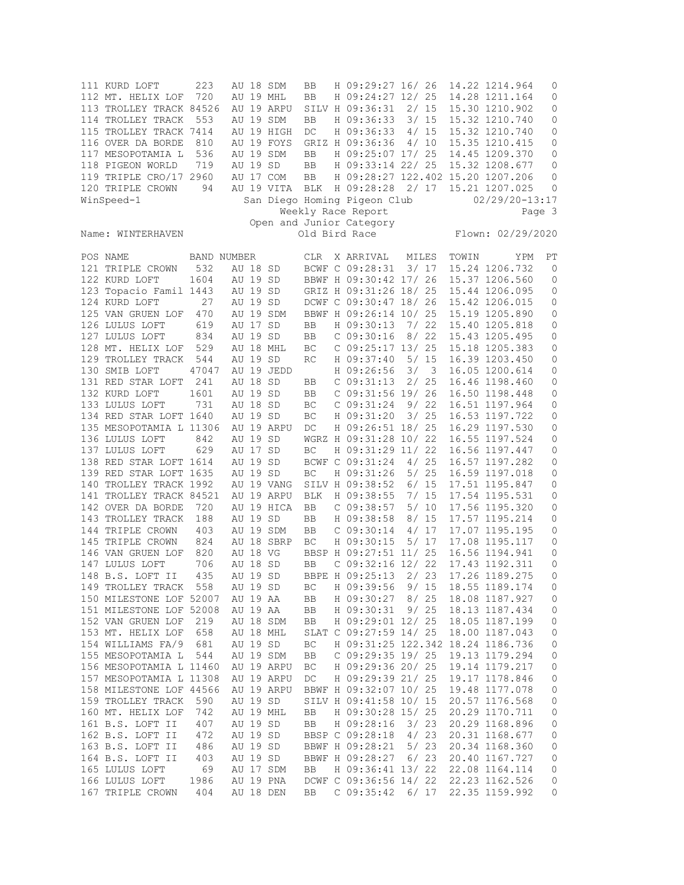| POS | NAME | BAND NUMBER | | | | CLR | X | ARRIVAL | MILES | TOWIN | YPM | PT |
|---|---|---|---|---|---|---|---|---|---|---|---|---|
| 111 | KURD LOFT | 223 | AU | 18 | SDM | BB | H | 09:29:27 | 16/ 26 | 14.22 | 1214.964 | 0 |
| 112 | MT. HELIX LOF | 720 | AU | 19 | MHL | BB | H | 09:24:27 | 12/ 25 | 14.28 | 1211.164 | 0 |
| 113 | TROLLEY TRACK | 84526 | AU | 19 | ARPU | SILV | H | 09:36:31 | 2/ 15 | 15.30 | 1210.902 | 0 |
| 114 | TROLLEY TRACK | 553 | AU | 19 | SDM | BB | H | 09:36:33 | 3/ 15 | 15.32 | 1210.740 | 0 |
| 115 | TROLLEY TRACK | 7414 | AU | 19 | HIGH | DC | H | 09:36:33 | 4/ 15 | 15.32 | 1210.740 | 0 |
| 116 | OVER DA BORDE | 810 | AU | 19 | FOYS | GRIZ | H | 09:36:36 | 4/ 10 | 15.35 | 1210.415 | 0 |
| 117 | MESOPOTAMIA L | 536 | AU | 19 | SDM | BB | H | 09:25:07 | 17/ 25 | 14.45 | 1209.370 | 0 |
| 118 | PIGEON WORLD | 719 | AU | 19 | SD | BB | H | 09:33:14 | 22/ 25 | 15.32 | 1208.677 | 0 |
| 119 | TRIPLE CRO/17 | 2960 | AU | 17 | COM | BB | H | 09:28:27 | 122.402 | 15.20 | 1207.206 | 0 |
| 120 | TRIPLE CROWN | 94 | AU | 19 | VITA | BLK | H | 09:28:28 | 2/ 17 | 15.21 | 1207.025 | 0 |

WinSpeed-1 San Diego Homing Pigeon Club 02/29/20-13:17

Weekly Race Report

Open and Junior Category

Name: WINTERHAVEN Old Bird Race Flown: 02/29/2020

| POS | NAME | BAND NUMBER | | | | CLR | X | ARRIVAL | MILES | TOWIN | YPM | PT |
|---|---|---|---|---|---|---|---|---|---|---|---|---|
| 121 | TRIPLE CROWN | 532 | AU | 18 | SD | BCWF | C | 09:28:31 | 3/ 17 | 15.24 | 1206.732 | 0 |
| 122 | KURD LOFT | 1604 | AU | 19 | SD | BBWF | H | 09:30:42 | 17/ 26 | 15.37 | 1206.560 | 0 |
| 123 | Topacio Famil | 1443 | AU | 19 | SD | GRIZ | H | 09:31:26 | 18/ 25 | 15.44 | 1206.095 | 0 |
| 124 | KURD LOFT | 27 | AU | 19 | SD | DCWF | C | 09:30:47 | 18/ 26 | 15.42 | 1206.015 | 0 |
| 125 | VAN GRUEN LOF | 470 | AU | 19 | SDM | BBWF | H | 09:26:14 | 10/ 25 | 15.19 | 1205.890 | 0 |
| 126 | LULUS LOFT | 619 | AU | 17 | SD | BB | H | 09:30:13 | 7/ 22 | 15.40 | 1205.818 | 0 |
| 127 | LULUS LOFT | 834 | AU | 19 | SD | BB | C | 09:30:16 | 8/ 22 | 15.43 | 1205.495 | 0 |
| 128 | MT. HELIX LOF | 529 | AU | 18 | MHL | BC | C | 09:25:17 | 13/ 25 | 15.18 | 1205.383 | 0 |
| 129 | TROLLEY TRACK | 544 | AU | 19 | SD | RC | H | 09:37:40 | 5/ 15 | 16.39 | 1203.450 | 0 |
| 130 | SMIB LOFT | 47047 | AU | 19 | JEDD | | H | 09:26:56 | 3/ 3 | 16.05 | 1200.614 | 0 |
| 131 | RED STAR LOFT | 241 | AU | 18 | SD | BB | C | 09:31:13 | 2/ 25 | 16.46 | 1198.460 | 0 |
| 132 | KURD LOFT | 1601 | AU | 19 | SD | BB | C | 09:31:56 | 19/ 26 | 16.50 | 1198.448 | 0 |
| 133 | LULUS LOFT | 731 | AU | 18 | SD | BC | C | 09:31:24 | 9/ 22 | 16.51 | 1197.964 | 0 |
| 134 | RED STAR LOFT | 1640 | AU | 19 | SD | BC | H | 09:31:20 | 3/ 25 | 16.53 | 1197.722 | 0 |
| 135 | MESOPOTAMIA L | 11306 | AU | 19 | ARPU | DC | H | 09:26:51 | 18/ 25 | 16.29 | 1197.530 | 0 |
| 136 | LULUS LOFT | 842 | AU | 19 | SD | WGRZ | H | 09:31:28 | 10/ 22 | 16.55 | 1197.524 | 0 |
| 137 | LULUS LOFT | 629 | AU | 17 | SD | BC | H | 09:31:29 | 11/ 22 | 16.56 | 1197.447 | 0 |
| 138 | RED STAR LOFT | 1614 | AU | 19 | SD | BCWF | C | 09:31:24 | 4/ 25 | 16.57 | 1197.282 | 0 |
| 139 | RED STAR LOFT | 1635 | AU | 19 | SD | BC | H | 09:31:26 | 5/ 25 | 16.59 | 1197.018 | 0 |
| 140 | TROLLEY TRACK | 1992 | AU | 19 | VANG | SILV | H | 09:38:52 | 6/ 15 | 17.51 | 1195.847 | 0 |
| 141 | TROLLEY TRACK | 84521 | AU | 19 | ARPU | BLK | H | 09:38:55 | 7/ 15 | 17.54 | 1195.531 | 0 |
| 142 | OVER DA BORDE | 720 | AU | 19 | HICA | BB | C | 09:38:57 | 5/ 10 | 17.56 | 1195.320 | 0 |
| 143 | TROLLEY TRACK | 188 | AU | 19 | SD | BB | H | 09:38:58 | 8/ 15 | 17.57 | 1195.214 | 0 |
| 144 | TRIPLE CROWN | 403 | AU | 19 | SDM | BB | C | 09:30:14 | 4/ 17 | 17.07 | 1195.195 | 0 |
| 145 | TRIPLE CROWN | 824 | AU | 18 | SBRP | BC | H | 09:30:15 | 5/ 17 | 17.08 | 1195.117 | 0 |
| 146 | VAN GRUEN LOF | 820 | AU | 18 | VG | BBSP | H | 09:27:51 | 11/ 25 | 16.56 | 1194.941 | 0 |
| 147 | LULUS LOFT | 706 | AU | 18 | SD | BB | C | 09:32:16 | 12/ 22 | 17.43 | 1192.311 | 0 |
| 148 | B.S. LOFT II | 435 | AU | 19 | SD | BBPE | H | 09:25:13 | 2/ 23 | 17.26 | 1189.275 | 0 |
| 149 | TROLLEY TRACK | 558 | AU | 19 | SD | BC | H | 09:39:56 | 9/ 15 | 18.55 | 1189.174 | 0 |
| 150 | MILESTONE LOF | 52007 | AU | 19 | AA | BB | H | 09:30:27 | 8/ 25 | 18.08 | 1187.927 | 0 |
| 151 | MILESTONE LOF | 52008 | AU | 19 | AA | BB | H | 09:30:31 | 9/ 25 | 18.13 | 1187.434 | 0 |
| 152 | VAN GRUEN LOF | 219 | AU | 18 | SDM | BB | H | 09:29:01 | 12/ 25 | 18.05 | 1187.199 | 0 |
| 153 | MT. HELIX LOF | 658 | AU | 18 | MHL | SLAT | C | 09:27:59 | 14/ 25 | 18.00 | 1187.043 | 0 |
| 154 | WILLIAMS FA/9 | 681 | AU | 19 | SD | BC | H | 09:31:25 | 122.342 | 18.24 | 1186.736 | 0 |
| 155 | MESOPOTAMIA L | 544 | AU | 19 | SDM | BB | C | 09:29:35 | 19/ 25 | 19.13 | 1179.294 | 0 |
| 156 | MESOPOTAMIA L | 11460 | AU | 19 | ARPU | BC | H | 09:29:36 | 20/ 25 | 19.14 | 1179.217 | 0 |
| 157 | MESOPOTAMIA L | 11308 | AU | 19 | ARPU | DC | H | 09:29:39 | 21/ 25 | 19.17 | 1178.846 | 0 |
| 158 | MILESTONE LOF | 44566 | AU | 19 | ARPU | BBWF | H | 09:32:07 | 10/ 25 | 19.48 | 1177.078 | 0 |
| 159 | TROLLEY TRACK | 590 | AU | 19 | SD | SILV | H | 09:41:58 | 10/ 15 | 20.57 | 1176.568 | 0 |
| 160 | MT. HELIX LOF | 742 | AU | 19 | MHL | BB | H | 09:30:28 | 15/ 25 | 20.29 | 1170.711 | 0 |
| 161 | B.S. LOFT II | 407 | AU | 19 | SD | BB | H | 09:28:16 | 3/ 23 | 20.29 | 1168.896 | 0 |
| 162 | B.S. LOFT II | 472 | AU | 19 | SD | BBSP | C | 09:28:18 | 4/ 23 | 20.31 | 1168.677 | 0 |
| 163 | B.S. LOFT II | 486 | AU | 19 | SD | BBWF | H | 09:28:21 | 5/ 23 | 20.34 | 1168.360 | 0 |
| 164 | B.S. LOFT II | 403 | AU | 19 | SD | BBWF | H | 09:28:27 | 6/ 23 | 20.40 | 1167.727 | 0 |
| 165 | LULUS LOFT | 69 | AU | 17 | SDM | BB | H | 09:36:41 | 13/ 22 | 22.08 | 1164.114 | 0 |
| 166 | LULUS LOFT | 1986 | AU | 19 | PNA | DCWF | C | 09:36:56 | 14/ 22 | 22.23 | 1162.526 | 0 |
| 167 | TRIPLE CROWN | 404 | AU | 18 | DEN | BB | C | 09:35:42 | 6/ 17 | 22.35 | 1159.992 | 0 |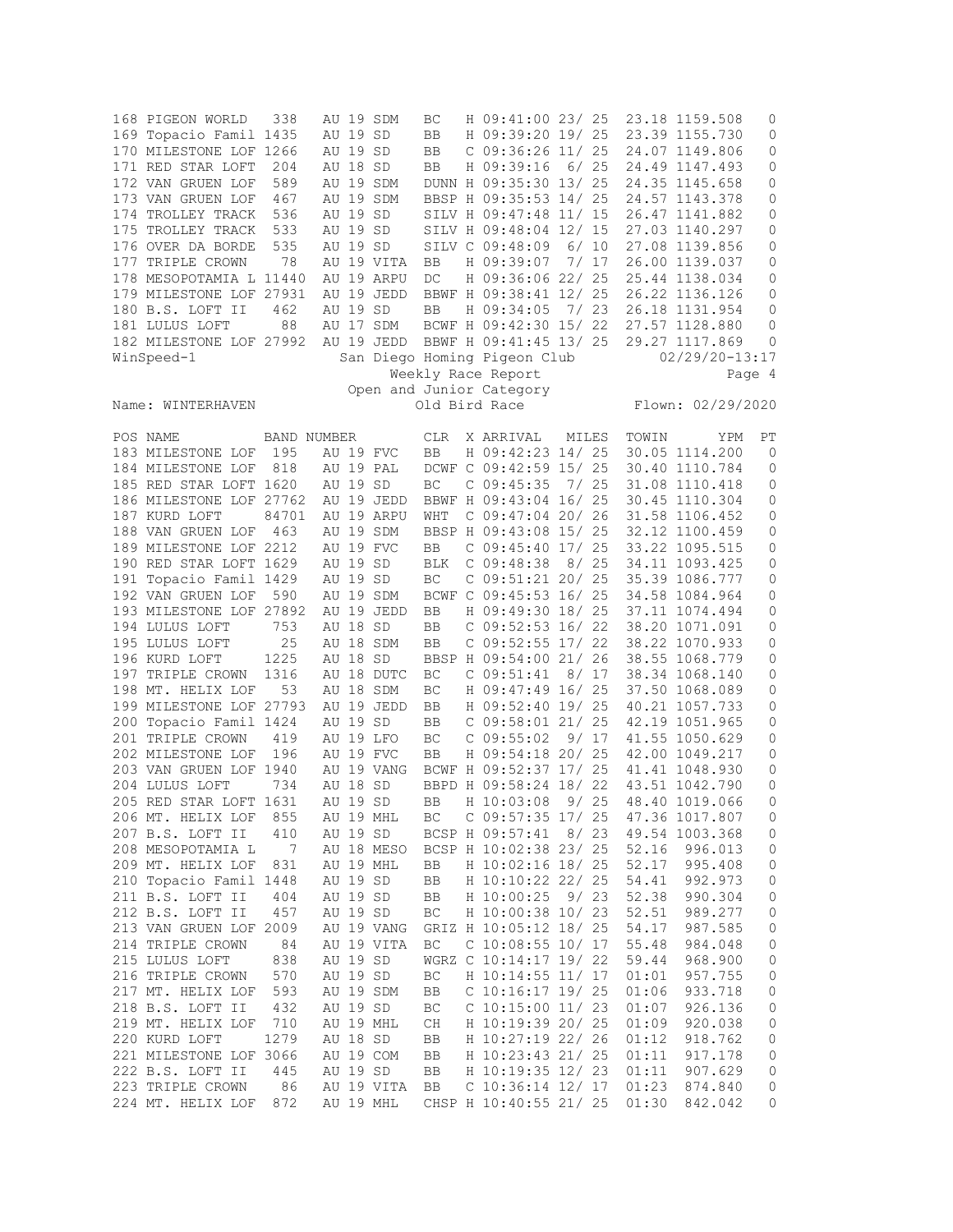| POS | NAME | BAND NUMBER | | | | CLR | X | ARRIVAL | MILES | TOWIN | YPM | PT |
|---|---|---|---|---|---|---|---|---|---|---|---|---|
| 168 | PIGEON WORLD | 338 | AU | 19 | SDM | BC | H | 09:41:00 | 23/ 25 | 23.18 | 1159.508 | 0 |
| 169 | Topacio Famil | 1435 | AU | 19 | SD | BB | H | 09:39:20 | 19/ 25 | 23.39 | 1155.730 | 0 |
| 170 | MILESTONE LOF | 1266 | AU | 19 | SD | BB | C | 09:36:26 | 11/ 25 | 24.07 | 1149.806 | 0 |
| 171 | RED STAR LOFT | 204 | AU | 18 | SD | BB | H | 09:39:16 | 6/ 25 | 24.49 | 1147.493 | 0 |
| 172 | VAN GRUEN LOF | 589 | AU | 19 | SDM | DUNN | H | 09:35:30 | 13/ 25 | 24.35 | 1145.658 | 0 |
| 173 | VAN GRUEN LOF | 467 | AU | 19 | SDM | BBSP | H | 09:35:53 | 14/ 25 | 24.57 | 1143.378 | 0 |
| 174 | TROLLEY TRACK | 536 | AU | 19 | SD | SILV | H | 09:47:48 | 11/ 15 | 26.47 | 1141.882 | 0 |
| 175 | TROLLEY TRACK | 533 | AU | 19 | SD | SILV | H | 09:48:04 | 12/ 15 | 27.03 | 1140.297 | 0 |
| 176 | OVER DA BORDE | 535 | AU | 19 | SD | SILV | C | 09:48:09 | 6/ 10 | 27.08 | 1139.856 | 0 |
| 177 | TRIPLE CROWN | 78 | AU | 19 | VITA | BB | H | 09:39:07 | 7/ 17 | 26.00 | 1139.037 | 0 |
| 178 | MESOPOTAMIA L | 11440 | AU | 19 | ARPU | DC | H | 09:36:06 | 22/ 25 | 25.44 | 1138.034 | 0 |
| 179 | MILESTONE LOF | 27931 | AU | 19 | JEDD | BBWF | H | 09:38:41 | 12/ 25 | 26.22 | 1136.126 | 0 |
| 180 | B.S. LOFT II | 462 | AU | 19 | SD | BB | H | 09:34:05 | 7/ 23 | 26.18 | 1131.954 | 0 |
| 181 | LULUS LOFT | 88 | AU | 17 | SDM | BCWF | H | 09:42:30 | 15/ 22 | 27.57 | 1128.880 | 0 |
| 182 | MILESTONE LOF | 27992 | AU | 19 | JEDD | BBWF | H | 09:41:45 | 13/ 25 | 29.27 | 1117.869 | 0 |

WinSpeed-1 — San Diego Homing Pigeon Club — 02/29/20-13:17

Weekly Race Report — Page 4

Open and Junior Category

Name: WINTERHAVEN — Old Bird Race — Flown: 02/29/2020

| POS | NAME | BAND NUMBER | | | | CLR | X | ARRIVAL | MILES | TOWIN | YPM | PT |
|---|---|---|---|---|---|---|---|---|---|---|---|---|
| 183 | MILESTONE LOF | 195 | AU | 19 | FVC | BB | H | 09:42:23 | 14/ 25 | 30.05 | 1114.200 | 0 |
| 184 | MILESTONE LOF | 818 | AU | 19 | PAL | DCWF | C | 09:42:59 | 15/ 25 | 30.40 | 1110.784 | 0 |
| 185 | RED STAR LOFT | 1620 | AU | 19 | SD | BC | C | 09:45:35 | 7/ 25 | 31.08 | 1110.418 | 0 |
| 186 | MILESTONE LOF | 27762 | AU | 19 | JEDD | BBWF | H | 09:43:04 | 16/ 25 | 30.45 | 1110.304 | 0 |
| 187 | KURD LOFT | 84701 | AU | 19 | ARPU | WHT | C | 09:47:04 | 20/ 26 | 31.58 | 1106.452 | 0 |
| 188 | VAN GRUEN LOF | 463 | AU | 19 | SDM | BBSP | H | 09:43:08 | 15/ 25 | 32.12 | 1100.459 | 0 |
| 189 | MILESTONE LOF | 2212 | AU | 19 | FVC | BB | C | 09:45:40 | 17/ 25 | 33.22 | 1095.515 | 0 |
| 190 | RED STAR LOFT | 1629 | AU | 19 | SD | BLK | C | 09:48:38 | 8/ 25 | 34.11 | 1093.425 | 0 |
| 191 | Topacio Famil | 1429 | AU | 19 | SD | BC | C | 09:51:21 | 20/ 25 | 35.39 | 1086.777 | 0 |
| 192 | VAN GRUEN LOF | 590 | AU | 19 | SDM | BCWF | C | 09:45:53 | 16/ 25 | 34.58 | 1084.964 | 0 |
| 193 | MILESTONE LOF | 27892 | AU | 19 | JEDD | BB | H | 09:49:30 | 18/ 25 | 37.11 | 1074.494 | 0 |
| 194 | LULUS LOFT | 753 | AU | 18 | SD | BB | C | 09:52:53 | 16/ 22 | 38.20 | 1071.091 | 0 |
| 195 | LULUS LOFT | 25 | AU | 18 | SDM | BB | C | 09:52:55 | 17/ 22 | 38.22 | 1070.933 | 0 |
| 196 | KURD LOFT | 1225 | AU | 18 | SD | BBSP | H | 09:54:00 | 21/ 26 | 38.55 | 1068.779 | 0 |
| 197 | TRIPLE CROWN | 1316 | AU | 18 | DUTC | BC | C | 09:51:41 | 8/ 17 | 38.34 | 1068.140 | 0 |
| 198 | MT. HELIX LOF | 53 | AU | 18 | SDM | BC | H | 09:47:49 | 16/ 25 | 37.50 | 1068.089 | 0 |
| 199 | MILESTONE LOF | 27793 | AU | 19 | JEDD | BB | H | 09:52:40 | 19/ 25 | 40.21 | 1057.733 | 0 |
| 200 | Topacio Famil | 1424 | AU | 19 | SD | BB | C | 09:58:01 | 21/ 25 | 42.19 | 1051.965 | 0 |
| 201 | TRIPLE CROWN | 419 | AU | 19 | LFO | BC | C | 09:55:02 | 9/ 17 | 41.55 | 1050.629 | 0 |
| 202 | MILESTONE LOF | 196 | AU | 19 | FVC | BB | H | 09:54:18 | 20/ 25 | 42.00 | 1049.217 | 0 |
| 203 | VAN GRUEN LOF | 1940 | AU | 19 | VANG | BCWF | H | 09:52:37 | 17/ 25 | 41.41 | 1048.930 | 0 |
| 204 | LULUS LOFT | 734 | AU | 18 | SD | BBPD | H | 09:58:24 | 18/ 22 | 43.51 | 1042.790 | 0 |
| 205 | RED STAR LOFT | 1631 | AU | 19 | SD | BB | H | 10:03:08 | 9/ 25 | 48.40 | 1019.066 | 0 |
| 206 | MT. HELIX LOF | 855 | AU | 19 | MHL | BC | C | 09:57:35 | 17/ 25 | 47.36 | 1017.807 | 0 |
| 207 | B.S. LOFT II | 410 | AU | 19 | SD | BCSP | H | 09:57:41 | 8/ 23 | 49.54 | 1003.368 | 0 |
| 208 | MESOPOTAMIA L | 7 | AU | 18 | MESO | BCSP | H | 10:02:38 | 23/ 25 | 52.16 | 996.013 | 0 |
| 209 | MT. HELIX LOF | 831 | AU | 19 | MHL | BB | H | 10:02:16 | 18/ 25 | 52.17 | 995.408 | 0 |
| 210 | Topacio Famil | 1448 | AU | 19 | SD | BB | H | 10:10:22 | 22/ 25 | 54.41 | 992.973 | 0 |
| 211 | B.S. LOFT II | 404 | AU | 19 | SD | BB | H | 10:00:25 | 9/ 23 | 52.38 | 990.304 | 0 |
| 212 | B.S. LOFT II | 457 | AU | 19 | SD | BC | H | 10:00:38 | 10/ 23 | 52.51 | 989.277 | 0 |
| 213 | VAN GRUEN LOF | 2009 | AU | 19 | VANG | GRIZ | H | 10:05:12 | 18/ 25 | 54.17 | 987.585 | 0 |
| 214 | TRIPLE CROWN | 84 | AU | 19 | VITA | BC | C | 10:08:55 | 10/ 17 | 55.48 | 984.048 | 0 |
| 215 | LULUS LOFT | 838 | AU | 19 | SD | WGRZ | C | 10:14:17 | 19/ 22 | 59.44 | 968.900 | 0 |
| 216 | TRIPLE CROWN | 570 | AU | 19 | SD | BC | H | 10:14:55 | 11/ 17 | 01:01 | 957.755 | 0 |
| 217 | MT. HELIX LOF | 593 | AU | 19 | SDM | BB | C | 10:16:17 | 19/ 25 | 01:06 | 933.718 | 0 |
| 218 | B.S. LOFT II | 432 | AU | 19 | SD | BC | C | 10:15:00 | 11/ 23 | 01:07 | 926.136 | 0 |
| 219 | MT. HELIX LOF | 710 | AU | 19 | MHL | CH | H | 10:19:39 | 20/ 25 | 01:09 | 920.038 | 0 |
| 220 | KURD LOFT | 1279 | AU | 18 | SD | BB | H | 10:27:19 | 22/ 26 | 01:12 | 918.762 | 0 |
| 221 | MILESTONE LOF | 3066 | AU | 19 | COM | BB | H | 10:23:43 | 21/ 25 | 01:11 | 917.178 | 0 |
| 222 | B.S. LOFT II | 445 | AU | 19 | SD | BB | H | 10:19:35 | 12/ 23 | 01:11 | 907.629 | 0 |
| 223 | TRIPLE CROWN | 86 | AU | 19 | VITA | BB | C | 10:36:14 | 12/ 17 | 01:23 | 874.840 | 0 |
| 224 | MT. HELIX LOF | 872 | AU | 19 | MHL | CHSP | H | 10:40:55 | 21/ 25 | 01:30 | 842.042 | 0 |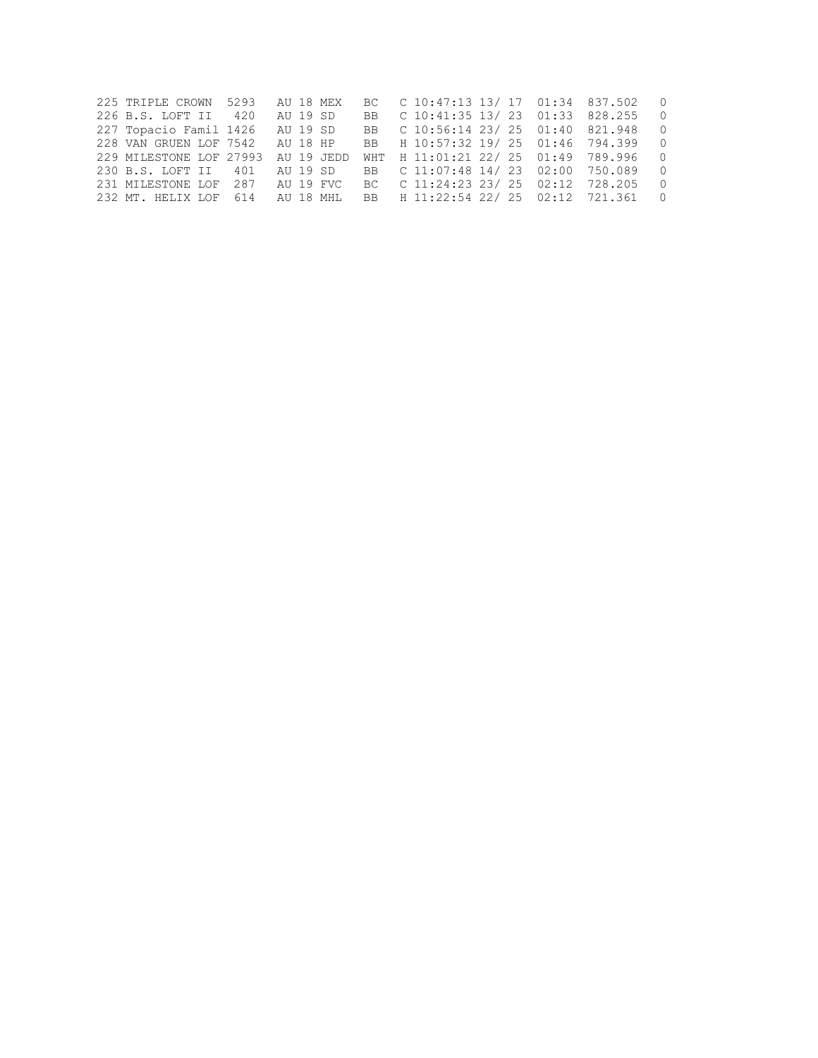| | | | | | | | | | | |
|---|---|---|---|---|---|---|---|---|---|---|
| 225 | TRIPLE CROWN | 5293 | AU 18 MEX | BC | C | 10:47:13 | 13/ 17 | 01:34 | 837.502 | 0 |
| 226 | B.S. LOFT II | 420 | AU 19 SD | BB | C | 10:41:35 | 13/ 23 | 01:33 | 828.255 | 0 |
| 227 | Topacio Famil | 1426 | AU 19 SD | BB | C | 10:56:14 | 23/ 25 | 01:40 | 821.948 | 0 |
| 228 | VAN GRUEN LOF | 7542 | AU 18 HP | BB | H | 10:57:32 | 19/ 25 | 01:46 | 794.399 | 0 |
| 229 | MILESTONE LOF | 27993 | AU 19 JEDD | WHT | H | 11:01:21 | 22/ 25 | 01:49 | 789.996 | 0 |
| 230 | B.S. LOFT II | 401 | AU 19 SD | BB | C | 11:07:48 | 14/ 23 | 02:00 | 750.089 | 0 |
| 231 | MILESTONE LOF | 287 | AU 19 FVC | BC | C | 11:24:23 | 23/ 25 | 02:12 | 728.205 | 0 |
| 232 | MT. HELIX LOF | 614 | AU 18 MHL | BB | H | 11:22:54 | 22/ 25 | 02:12 | 721.361 | 0 |